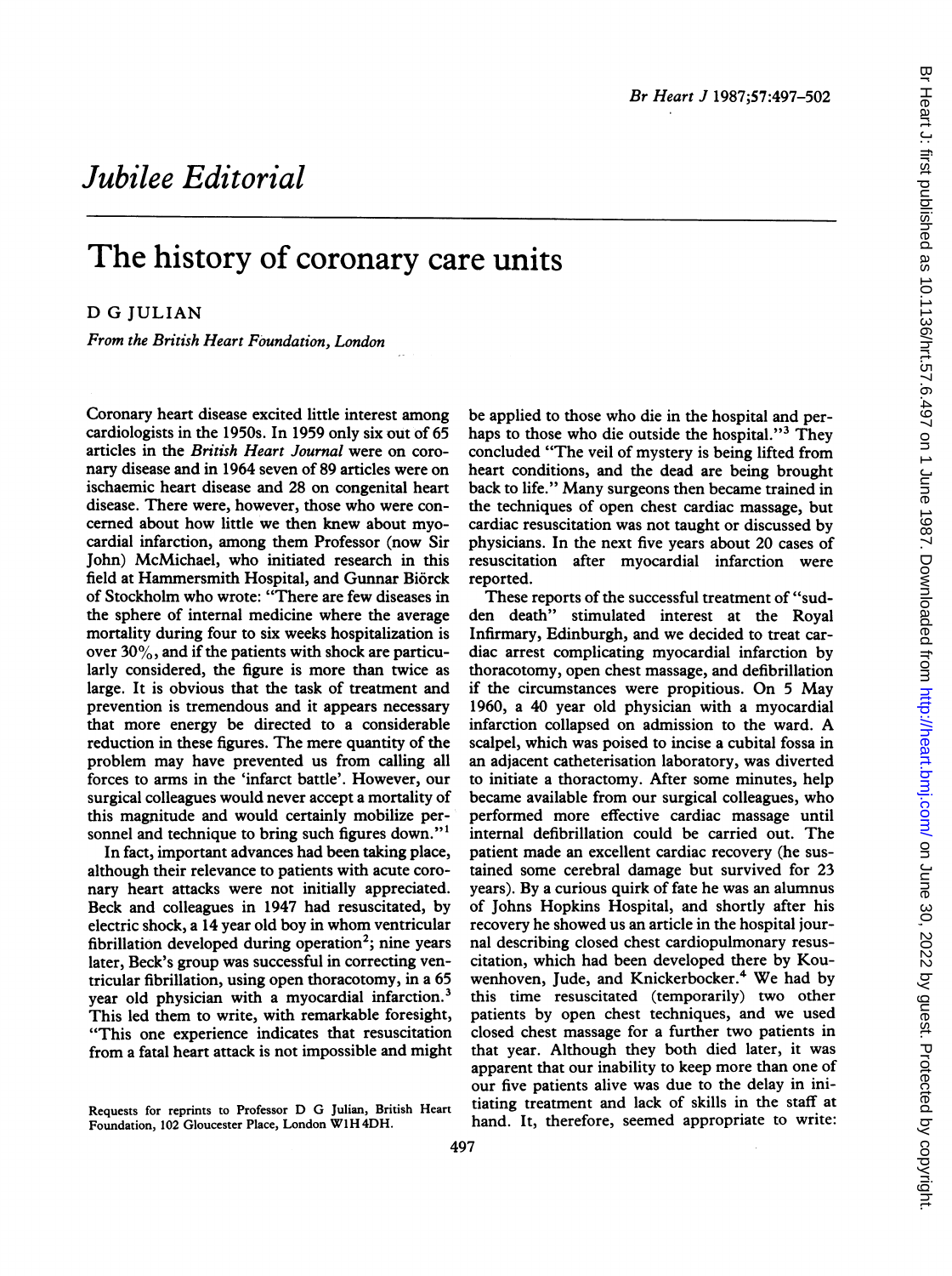*Jubilee Editorial*

# The history of coronary care units

D G JULIAN

*From the British Heart Foundation, London*

Coronary heart disease excited little interest among cardiologists in the 1950s. In 1959 only six out of 65 articles in the *British Heart Journal* were on coronary disease and in 1964 seven of 89 articles were on ischaemic heart disease and 28 on congenital heart disease. There were, however, those who were concerned about how little we then knew about myocardial infarction, among them Professor (now Sir John) McMichael, who initiated research in this field at Hammersmith Hospital, and Gunnar Biörck of Stockholm who wrote: "There are few diseases in the sphere of internal medicine where the average mortality during four to six weeks hospitalization is over 30%, and if the patients with shock are particularly considered, the figure is more than twice as large. It is obvious that the task of treatment and prevention is tremendous and it appears necessary that more energy be directed to a considerable reduction in these figures. The mere quantity of the problem may have prevented us from calling all forces to arms in the 'infarct battle'. However, our surgical colleagues would never accept a mortality of this magnitude and would certainly mobilize personnel and technique to bring such figures down."[1]

In fact, important advances had been taking place, although their relevance to patients with acute coronary heart attacks were not initially appreciated. Beck and colleagues in 1947 had resuscitated, by electric shock, a 14 year old boy in whom ventricular fibrillation developed during operation[2]; nine years later, Beck's group was successful in correcting ventricular fibrillation, using open thoracotomy, in a 65 year old physician with a myocardial infarction.[3] This led them to write, with remarkable foresight, "This one experience indicates that resuscitation from a fatal heart attack is not impossible and might be applied to those who die in the hospital and perhaps to those who die outside the hospital."[3] They concluded "The veil of mystery is being lifted from heart conditions, and the dead are being brought back to life." Many surgeons then became trained in the techniques of open chest cardiac massage, but cardiac resuscitation was not taught or discussed by physicians. In the next five years about 20 cases of resuscitation after myocardial infarction were reported.

These reports of the successful treatment of "sudden death" stimulated interest at the Royal Infirmary, Edinburgh, and we decided to treat cardiac arrest complicating myocardial infarction by thoracotomy, open chest massage, and defibrillation if the circumstances were propitious. On 5 May 1960, a 40 year old physician with a myocardial infarction collapsed on admission to the ward. A scalpel, which was poised to incise a cubital fossa in an adjacent catheterisation laboratory, was diverted to initiate a thoractomy. After some minutes, help became available from our surgical colleagues, who performed more effective cardiac massage until internal defibrillation could be carried out. The patient made an excellent cardiac recovery (he sustained some cerebral damage but survived for 23 years). By a curious quirk of fate he was an alumnus of Johns Hopkins Hospital, and shortly after his recovery he showed us an article in the hospital journal describing closed chest cardiopulmonary resuscitation, which had been developed there by Kouwenhoven, Jude, and Knickerbocker.[4] We had by this time resuscitated (temporarily) two other patients by open chest techniques, and we used closed chest massage for a further two patients in that year. Although they both died later, it was apparent that our inability to keep more than one of our five patients alive was due to the delay in initiating treatment and lack of skills in the staff at hand. It, therefore, seemed appropriate to write:

Requests for reprints to Professor D G Julian, British Heart Foundation, 102 Gloucester Place, London W1H 4DH.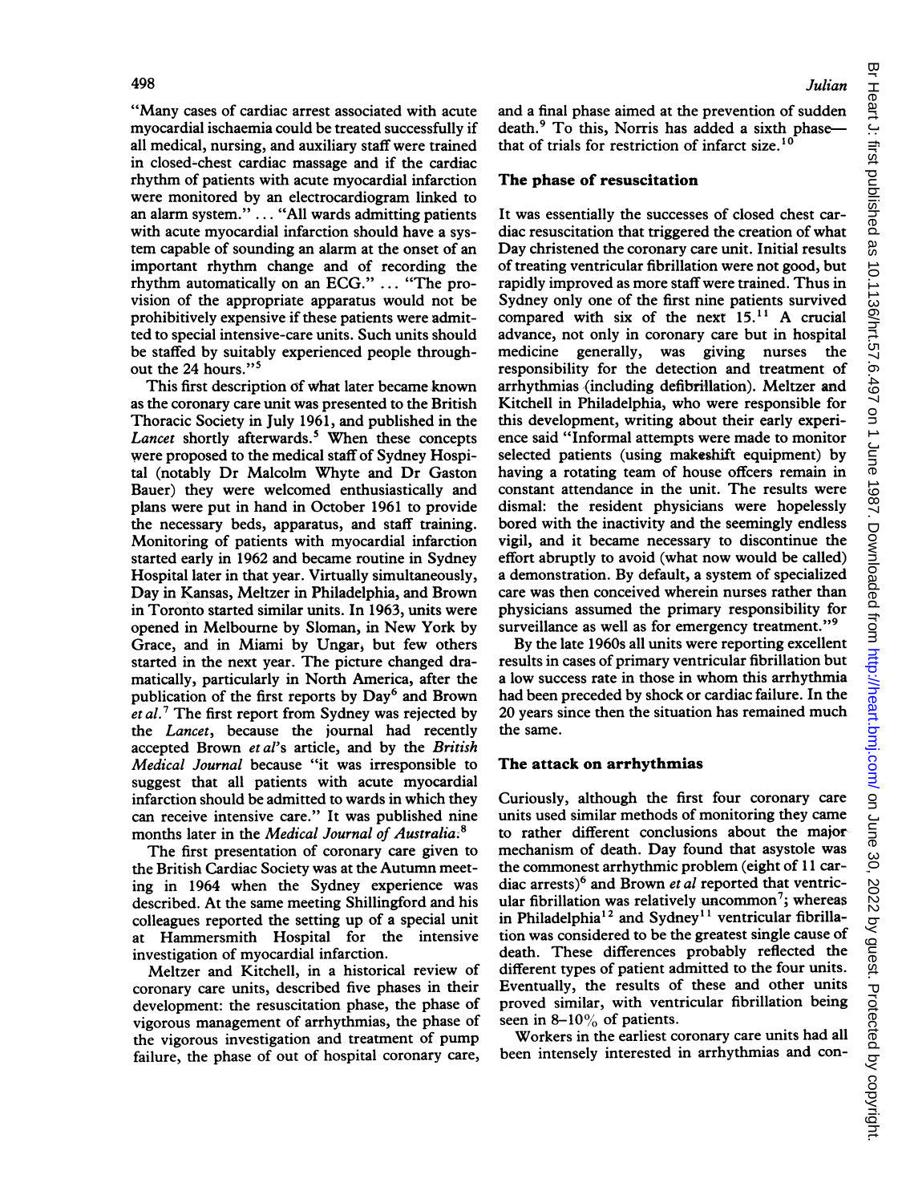"Many cases of cardiac arrest associated with acute myocardial ischaemia could be treated successfully if all medical, nursing, and auxiliary staff were trained in closed-chest cardiac massage and if the cardiac rhythm of patients with acute myocardial infarction were monitored by an electrocardiogram linked to an alarm system." ... "All wards admitting patients with acute myocardial infarction should have a system capable of sounding an alarm at the onset of an important rhythm change and of recording the rhythm automatically on an ECG." ... "The provision of the appropriate apparatus would not be prohibitively expensive if these patients were admitted to special intensive-care units. Such units should be staffed by suitably experienced people throughout the 24 hours."[5]

This first description of what later became known as the coronary care unit was presented to the British Thoracic Society in July 1961, and published in the *Lancet* shortly afterwards.[5] When these concepts were proposed to the medical staff of Sydney Hospital (notably Dr Malcolm Whyte and Dr Gaston Bauer) they were welcomed enthusiastically and plans were put in hand in October 1961 to provide the necessary beds, apparatus, and staff training. Monitoring of patients with myocardial infarction started early in 1962 and became routine in Sydney Hospital later in that year. Virtually simultaneously, Day in Kansas, Meltzer in Philadelphia, and Brown in Toronto started similar units. In 1963, units were opened in Melbourne by Sloman, in New York by Grace, and in Miami by Ungar, but few others started in the next year. The picture changed dramatically, particularly in North America, after the publication of the first reports by Day[6] and Brown *et al*.[7] The first report from Sydney was rejected by the *Lancet*, because the journal had recently accepted Brown *et al*'s article, and by the *British Medical Journal* because "it was irresponsible to suggest that all patients with acute myocardial infarction should be admitted to wards in which they can receive intensive care." It was published nine months later in the *Medical Journal of Australia*.[8]

The first presentation of coronary care given to the British Cardiac Society was at the Autumn meeting in 1964 when the Sydney experience was described. At the same meeting Shillingford and his colleagues reported the setting up of a special unit at Hammersmith Hospital for the intensive investigation of myocardial infarction.

Meltzer and Kitchell, in a historical review of coronary care units, described five phases in their development: the resuscitation phase, the phase of vigorous management of arrhythmias, the phase of the vigorous investigation and treatment of pump failure, the phase of out of hospital coronary care, and a final phase aimed at the prevention of sudden death.[9] To this, Norris has added a sixth phase—that of trials for restriction of infarct size.[10]

## The phase of resuscitation

It was essentially the successes of closed chest cardiac resuscitation that triggered the creation of what Day christened the coronary care unit. Initial results of treating ventricular fibrillation were not good, but rapidly improved as more staff were trained. Thus in Sydney only one of the first nine patients survived compared with six of the next 15.[11] A crucial advance, not only in coronary care but in hospital medicine generally, was giving nurses the responsibility for the detection and treatment of arrhythmias (including defibrillation). Meltzer and Kitchell in Philadelphia, who were responsible for this development, writing about their early experience said "Informal attempts were made to monitor selected patients (using makeshift equipment) by having a rotating team of house offcers remain in constant attendance in the unit. The results were dismal: the resident physicians were hopelessly bored with the inactivity and the seemingly endless vigil, and it became necessary to discontinue the effort abruptly to avoid (what now would be called) a demonstration. By default, a system of specialized care was then conceived wherein nurses rather than physicians assumed the primary responsibility for surveillance as well as for emergency treatment."[9]

By the late 1960s all units were reporting excellent results in cases of primary ventricular fibrillation but a low success rate in those in whom this arrhythmia had been preceded by shock or cardiac failure. In the 20 years since then the situation has remained much the same.

## The attack on arrhythmias

Curiously, although the first four coronary care units used similar methods of monitoring they came to rather different conclusions about the major mechanism of death. Day found that asystole was the commonest arrhythmic problem (eight of 11 cardiac arrests)[6] and Brown *et al* reported that ventricular fibrillation was relatively uncommon[7]; whereas in Philadelphia[12] and Sydney[11] ventricular fibrillation was considered to be the greatest single cause of death. These differences probably reflected the different types of patient admitted to the four units. Eventually, the results of these and other units proved similar, with ventricular fibrillation being seen in 8–10% of patients.

Workers in the earliest coronary care units had all been intensely interested in arrhythmias and con-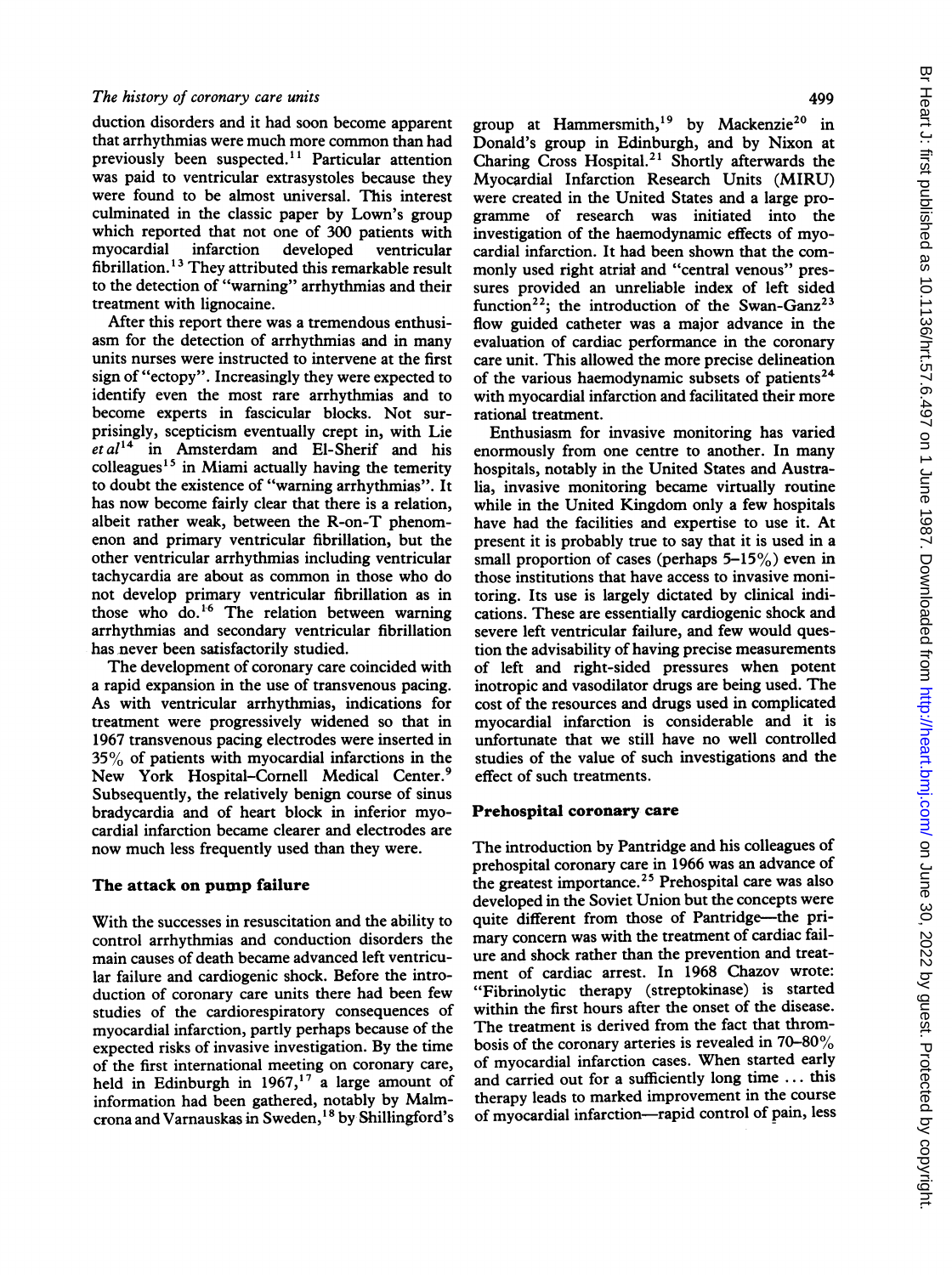duction disorders and it had soon become apparent that arrhythmias were much more common than had previously been suspected.[11] Particular attention was paid to ventricular extrasystoles because they were found to be almost universal. This interest culminated in the classic paper by Lown's group which reported that not one of 300 patients with myocardial infarction developed ventricular fibrillation.[13] They attributed this remarkable result to the detection of "warning" arrhythmias and their treatment with lignocaine.

After this report there was a tremendous enthusiasm for the detection of arrhythmias and in many units nurses were instructed to intervene at the first sign of "ectopy". Increasingly they were expected to identify even the most rare arrhythmias and to become experts in fascicular blocks. Not surprisingly, scepticism eventually crept in, with Lie *et al*[14] in Amsterdam and El-Sherif and his colleagues[15] in Miami actually having the temerity to doubt the existence of "warning arrhythmias". It has now become fairly clear that there is a relation, albeit rather weak, between the R-on-T phenomenon and primary ventricular fibrillation, but the other ventricular arrhythmias including ventricular tachycardia are about as common in those who do not develop primary ventricular fibrillation as in those who do.[16] The relation between warning arrhythmias and secondary ventricular fibrillation has never been satisfactorily studied.

The development of coronary care coincided with a rapid expansion in the use of transvenous pacing. As with ventricular arrhythmias, indications for treatment were progressively widened so that in 1967 transvenous pacing electrodes were inserted in 35% of patients with myocardial infarctions in the New York Hospital–Cornell Medical Center.[9] Subsequently, the relatively benign course of sinus bradycardia and of heart block in inferior myocardial infarction became clearer and electrodes are now much less frequently used than they were.

## The attack on pump failure

With the successes in resuscitation and the ability to control arrhythmias and conduction disorders the main causes of death became advanced left ventricular failure and cardiogenic shock. Before the introduction of coronary care units there had been few studies of the cardiorespiratory consequences of myocardial infarction, partly perhaps because of the expected risks of invasive investigation. By the time of the first international meeting on coronary care, held in Edinburgh in 1967,[17] a large amount of information had been gathered, notably by Malmcrona and Varnauskas in Sweden,[18] by Shillingford's group at Hammersmith,[19] by Mackenzie[20] in Donald's group in Edinburgh, and by Nixon at Charing Cross Hospital.[21] Shortly afterwards the Myocardial Infarction Research Units (MIRU) were created in the United States and a large programme of research was initiated into the investigation of the haemodynamic effects of myocardial infarction. It had been shown that the commonly used right atrial and "central venous" pressures provided an unreliable index of left sided function[22]; the introduction of the Swan-Ganz[23] flow guided catheter was a major advance in the evaluation of cardiac performance in the coronary care unit. This allowed the more precise delineation of the various haemodynamic subsets of patients[24] with myocardial infarction and facilitated their more rational treatment.

Enthusiasm for invasive monitoring has varied enormously from one centre to another. In many hospitals, notably in the United States and Australia, invasive monitoring became virtually routine while in the United Kingdom only a few hospitals have had the facilities and expertise to use it. At present it is probably true to say that it is used in a small proportion of cases (perhaps 5–15%) even in those institutions that have access to invasive monitoring. Its use is largely dictated by clinical indications. These are essentially cardiogenic shock and severe left ventricular failure, and few would question the advisability of having precise measurements of left and right-sided pressures when potent inotropic and vasodilator drugs are being used. The cost of the resources and drugs used in complicated myocardial infarction is considerable and it is unfortunate that we still have no well controlled studies of the value of such investigations and the effect of such treatments.

## Prehospital coronary care

The introduction by Pantridge and his colleagues of prehospital coronary care in 1966 was an advance of the greatest importance.[25] Prehospital care was also developed in the Soviet Union but the concepts were quite different from those of Pantridge—the primary concern was with the treatment of cardiac failure and shock rather than the prevention and treatment of cardiac arrest. In 1968 Chazov wrote: "Fibrinolytic therapy (streptokinase) is started within the first hours after the onset of the disease. The treatment is derived from the fact that thrombosis of the coronary arteries is revealed in 70–80% of myocardial infarction cases. When started early and carried out for a sufficiently long time ... this therapy leads to marked improvement in the course of myocardial infarction—rapid control of pain, less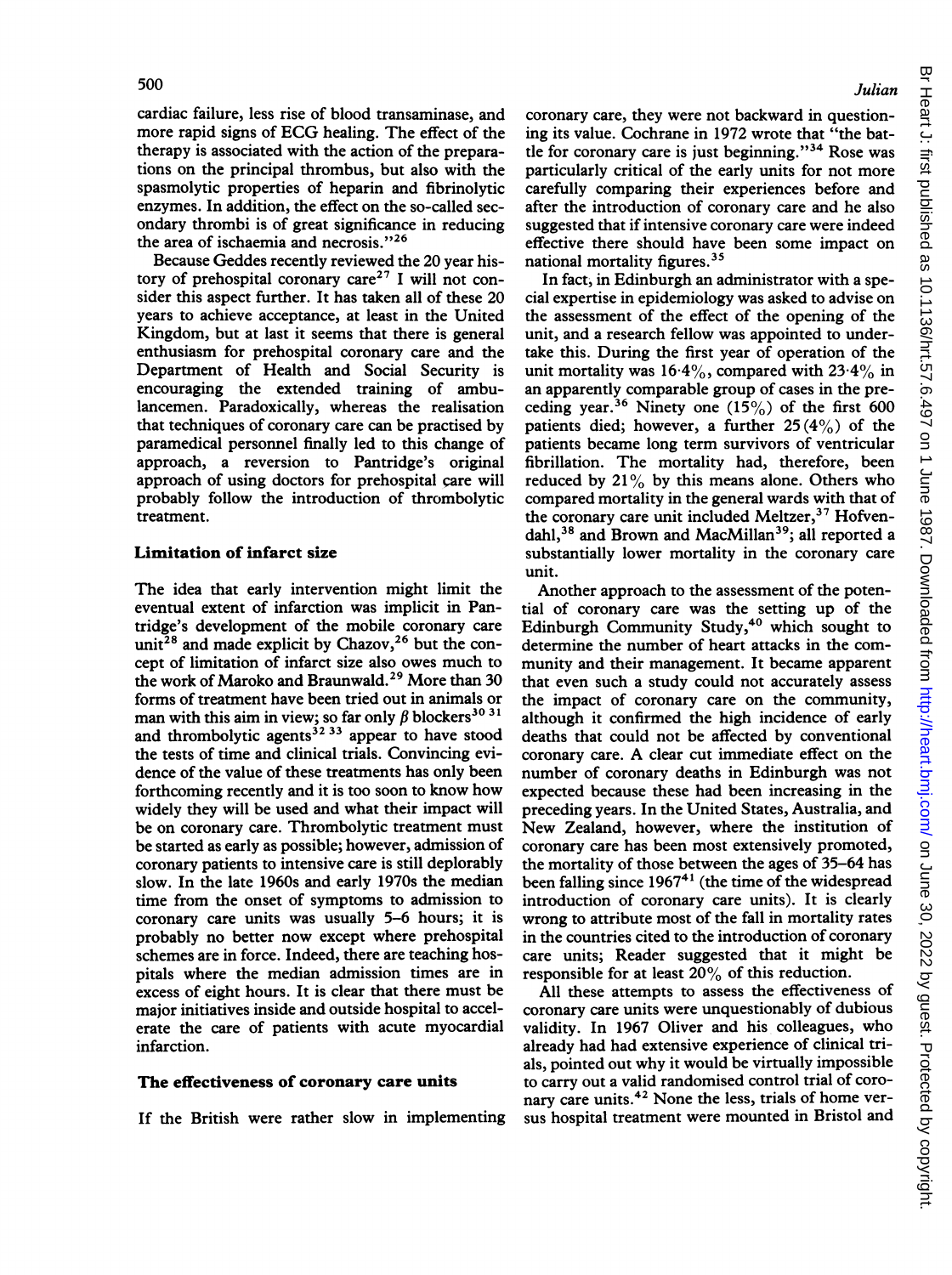cardiac failure, less rise of blood transaminase, and more rapid signs of ECG healing. The effect of the therapy is associated with the action of the preparations on the principal thrombus, but also with the spasmolytic properties of heparin and fibrinolytic enzymes. In addition, the effect on the so-called secondary thrombi is of great significance in reducing the area of ischaemia and necrosis."[26]

Because Geddes recently reviewed the 20 year history of prehospital coronary care[27] I will not consider this aspect further. It has taken all of these 20 years to achieve acceptance, at least in the United Kingdom, but at last it seems that there is general enthusiasm for prehospital coronary care and the Department of Health and Social Security is encouraging the extended training of ambulancemen. Paradoxically, whereas the realisation that techniques of coronary care can be practised by paramedical personnel finally led to this change of approach, a reversion to Pantridge's original approach of using doctors for prehospital care will probably follow the introduction of thrombolytic treatment.

## Limitation of infarct size

The idea that early intervention might limit the eventual extent of infarction was implicit in Pantridge's development of the mobile coronary care unit[28] and made explicit by Chazov,[26] but the concept of limitation of infarct size also owes much to the work of Maroko and Braunwald.[29] More than 30 forms of treatment have been tried out in animals or man with this aim in view; so far only $\beta$ blockers[30 31] and thrombolytic agents[32 33] appear to have stood the tests of time and clinical trials. Convincing evidence of the value of these treatments has only been forthcoming recently and it is too soon to know how widely they will be used and what their impact will be on coronary care. Thrombolytic treatment must be started as early as possible; however, admission of coronary patients to intensive care is still deplorably slow. In the late 1960s and early 1970s the median time from the onset of symptoms to admission to coronary care units was usually 5–6 hours; it is probably no better now except where prehospital schemes are in force. Indeed, there are teaching hospitals where the median admission times are in excess of eight hours. It is clear that there must be major initiatives inside and outside hospital to accelerate the care of patients with acute myocardial infarction.

## The effectiveness of coronary care units

If the British were rather slow in implementing coronary care, they were not backward in questioning its value. Cochrane in 1972 wrote that "the battle for coronary care is just beginning."[34] Rose was particularly critical of the early units for not more carefully comparing their experiences before and after the introduction of coronary care and he also suggested that if intensive coronary care were indeed effective there should have been some impact on national mortality figures.[35]

In fact, in Edinburgh an administrator with a special expertise in epidemiology was asked to advise on the assessment of the effect of the opening of the unit, and a research fellow was appointed to undertake this. During the first year of operation of the unit mortality was 16·4%, compared with 23·4% in an apparently comparable group of cases in the preceding year.[36] Ninety one (15%) of the first 600 patients died; however, a further 25 (4%) of the patients became long term survivors of ventricular fibrillation. The mortality had, therefore, been reduced by 21% by this means alone. Others who compared mortality in the general wards with that of the coronary care unit included Meltzer,[37] Hofvendahl,[38] and Brown and MacMillan[39]; all reported a substantially lower mortality in the coronary care unit.

Another approach to the assessment of the potential of coronary care was the setting up of the Edinburgh Community Study,[40] which sought to determine the number of heart attacks in the community and their management. It became apparent that even such a study could not accurately assess the impact of coronary care on the community, although it confirmed the high incidence of early deaths that could not be affected by conventional coronary care. A clear cut immediate effect on the number of coronary deaths in Edinburgh was not expected because these had been increasing in the preceding years. In the United States, Australia, and New Zealand, however, where the institution of coronary care has been most extensively promoted, the mortality of those between the ages of 35–64 has been falling since 1967[41] (the time of the widespread introduction of coronary care units). It is clearly wrong to attribute most of the fall in mortality rates in the countries cited to the introduction of coronary care units; Reader suggested that it might be responsible for at least 20% of this reduction.

All these attempts to assess the effectiveness of coronary care units were unquestionably of dubious validity. In 1967 Oliver and his colleagues, who already had had extensive experience of clinical trials, pointed out why it would be virtually impossible to carry out a valid randomised control trial of coronary care units.[42] None the less, trials of home versus hospital treatment were mounted in Bristol and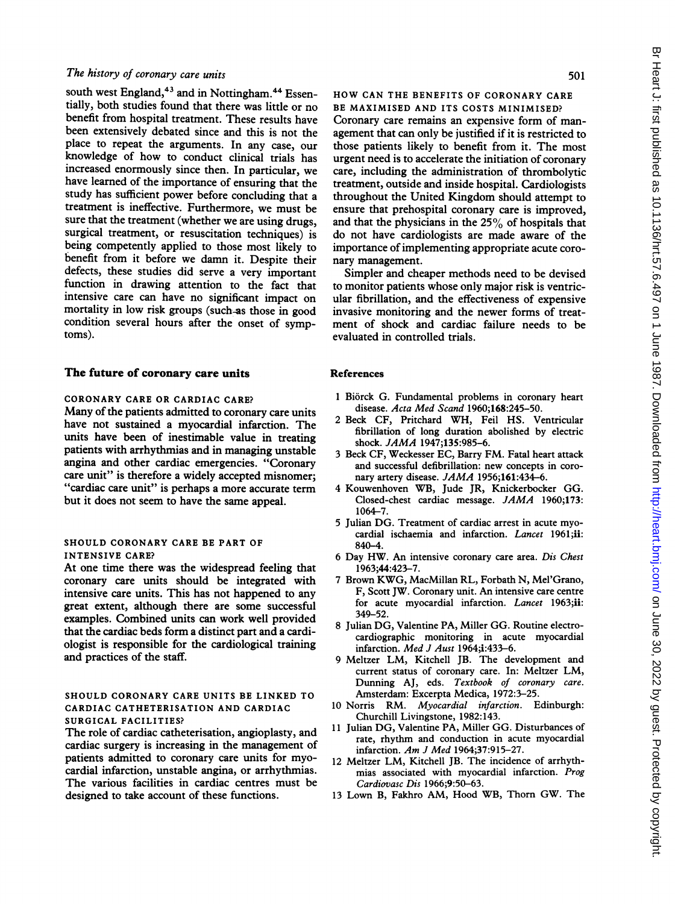south west England,[43] and in Nottingham.[44] Essentially, both studies found that there was little or no benefit from hospital treatment. These results have been extensively debated since and this is not the place to repeat the arguments. In any case, our knowledge of how to conduct clinical trials has increased enormously since then. In particular, we have learned of the importance of ensuring that the study has sufficient power before concluding that a treatment is ineffective. Furthermore, we must be sure that the treatment (whether we are using drugs, surgical treatment, or resuscitation techniques) is being competently applied to those most likely to benefit from it before we damn it. Despite their defects, these studies did serve a very important function in drawing attention to the fact that intensive care can have no significant impact on mortality in low risk groups (such as those in good condition several hours after the onset of symptoms).

## The future of coronary care units

### CORONARY CARE OR CARDIAC CARE?

Many of the patients admitted to coronary care units have not sustained a myocardial infarction. The units have been of inestimable value in treating patients with arrhythmias and in managing unstable angina and other cardiac emergencies. "Coronary care unit" is therefore a widely accepted misnomer; "cardiac care unit" is perhaps a more accurate term but it does not seem to have the same appeal.

### SHOULD CORONARY CARE BE PART OF INTENSIVE CARE?

At one time there was the widespread feeling that coronary care units should be integrated with intensive care units. This has not happened to any great extent, although there are some successful examples. Combined units can work well provided that the cardiac beds form a distinct part and a cardiologist is responsible for the cardiological training and practices of the staff.

### SHOULD CORONARY CARE UNITS BE LINKED TO CARDIAC CATHETERISATION AND CARDIAC SURGICAL FACILITIES?

The role of cardiac catheterisation, angioplasty, and cardiac surgery is increasing in the management of patients admitted to coronary care units for myocardial infarction, unstable angina, or arrhythmias. The various facilities in cardiac centres must be designed to take account of these functions.

### HOW CAN THE BENEFITS OF CORONARY CARE BE MAXIMISED AND ITS COSTS MINIMISED?

Coronary care remains an expensive form of management that can only be justified if it is restricted to those patients likely to benefit from it. The most urgent need is to accelerate the initiation of coronary care, including the administration of thrombolytic treatment, outside and inside hospital. Cardiologists throughout the United Kingdom should attempt to ensure that prehospital coronary care is improved, and that the physicians in the 25% of hospitals that do not have cardiologists are made aware of the importance of implementing appropriate acute coronary management.

Simpler and cheaper methods need to be devised to monitor patients whose only major risk is ventricular fibrillation, and the effectiveness of expensive invasive monitoring and the newer forms of treatment of shock and cardiac failure needs to be evaluated in controlled trials.

## References

1 Biörck G. Fundamental problems in coronary heart disease. *Acta Med Scand* 1960;**168**:245–50.
2 Beck CF, Pritchard WH, Feil HS. Ventricular fibrillation of long duration abolished by electric shock. *JAMA* 1947;**135**:985–6.
3 Beck CF, Weckesser EC, Barry FM. Fatal heart attack and successful defibrillation: new concepts in coronary artery disease. *JAMA* 1956;**161**:434–6.
4 Kouwenhoven WB, Jude JR, Knickerbocker GG. Closed-chest cardiac message. *JAMA* 1960;**173**: 1064–7.
5 Julian DG. Treatment of cardiac arrest in acute myocardial ischaemia and infarction. *Lancet* 1961;**ii**: 840–4.
6 Day HW. An intensive coronary care area. *Dis Chest* 1963;**44**:423–7.
7 Brown KWG, MacMillan RL, Forbath N, Mel'Grano, F, Scott JW. Coronary unit. An intensive care centre for acute myocardial infarction. *Lancet* 1963;**ii**: 349–52.
8 Julian DG, Valentine PA, Miller GG. Routine electrocardiographic monitoring in acute myocardial infarction. *Med J Aust* 1964;**i**:433–6.
9 Meltzer LM, Kitchell JB. The development and current status of coronary care. In: Meltzer LM, Dunning AJ, eds. *Textbook of coronary care*. Amsterdam: Excerpta Medica, 1972:3–25.
10 Norris RM. *Myocardial infarction*. Edinburgh: Churchill Livingstone, 1982:143.
11 Julian DG, Valentine PA, Miller GG. Disturbances of rate, rhythm and conduction in acute myocardial infarction. *Am J Med* 1964;**37**:915–27.
12 Meltzer LM, Kitchell JB. The incidence of arrhythmias associated with myocardial infarction. *Prog Cardiovasc Dis* 1966;**9**:50–63.
13 Lown B, Fakhro AM, Hood WB, Thorn GW. The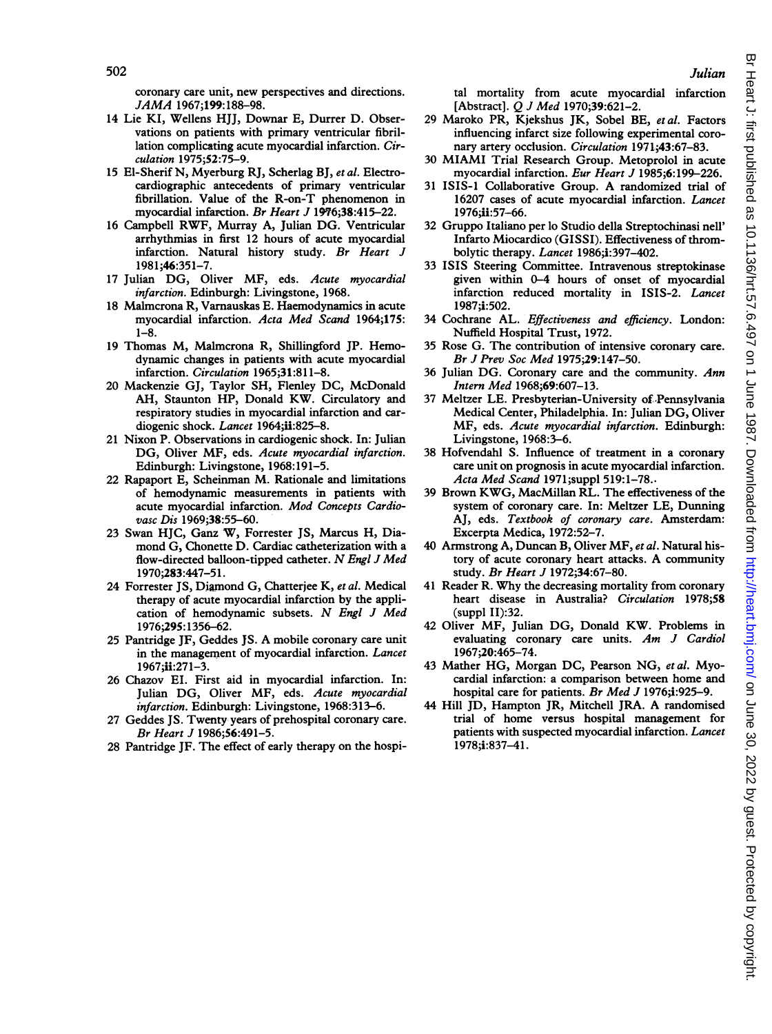coronary care unit, new perspectives and directions. *JAMA* 1967;**199**:188–98.

14 Lie KI, Wellens HJJ, Downar E, Durrer D. Observations on patients with primary ventricular fibrillation complicating acute myocardial infarction. *Circulation* 1975;**52**:75–9.

15 El-Sherif N, Myerburg RJ, Scherlag BJ, *et al.* Electrocardiographic antecedents of primary ventricular fibrillation. Value of the R-on-T phenomenon in myocardial infarction. *Br Heart J* 1976;**38**:415–22.

16 Campbell RWF, Murray A, Julian DG. Ventricular arrhythmias in first 12 hours of acute myocardial infarction. Natural history study. *Br Heart J* 1981;**46**:351–7.

17 Julian DG, Oliver MF, eds. *Acute myocardial infarction*. Edinburgh: Livingstone, 1968.

18 Malmcrona R, Varnauskas E. Haemodynamics in acute myocardial infarction. *Acta Med Scand* 1964;**175**: 1–8.

19 Thomas M, Malmcrona R, Shillingford JP. Hemodynamic changes in patients with acute myocardial infarction. *Circulation* 1965;**31**:811–8.

20 Mackenzie GJ, Taylor SH, Flenley DC, McDonald AH, Staunton HP, Donald KW. Circulatory and respiratory studies in myocardial infarction and cardiogenic shock. *Lancet* 1964;**ii**:825–8.

21 Nixon P. Observations in cardiogenic shock. In: Julian DG, Oliver MF, eds. *Acute myocardial infarction*. Edinburgh: Livingstone, 1968:191–5.

22 Rapaport E, Scheinman M. Rationale and limitations of hemodynamic measurements in patients with acute myocardial infarction. *Mod Concepts Cardiovasc Dis* 1969;**38**:55–60.

23 Swan HJC, Ganz W, Forrester JS, Marcus H, Diamond G, Chonette D. Cardiac catheterization with a flow-directed balloon-tipped catheter. *N Engl J Med* 1970;**283**:447–51.

24 Forrester JS, Diamond G, Chatterjee K, *et al.* Medical therapy of acute myocardial infarction by the application of hemodynamic subsets. *N Engl J Med* 1976;**295**:1356–62.

25 Pantridge JF, Geddes JS. A mobile coronary care unit in the management of myocardial infarction. *Lancet* 1967;**ii**:271–3.

26 Chazov EI. First aid in myocardial infarction. In: Julian DG, Oliver MF, eds. *Acute myocardial infarction*. Edinburgh: Livingstone, 1968:313–6.

27 Geddes JS. Twenty years of prehospital coronary care. *Br Heart J* 1986;**56**:491–5.

28 Pantridge JF. The effect of early therapy on the hospital mortality from acute myocardial infarction [Abstract]. *Q J Med* 1970;**39**:621–2.

29 Maroko PR, Kjekshus JK, Sobel BE, *et al.* Factors influencing infarct size following experimental coronary artery occlusion. *Circulation* 1971;**43**:67–83.

30 MIAMI Trial Research Group. Metoprolol in acute myocardial infarction. *Eur Heart J* 1985;**6**:199–226.

31 ISIS-1 Collaborative Group. A randomized trial of 16207 cases of acute myocardial infarction. *Lancet* 1976;**ii**:57–66.

32 Gruppo Italiano per lo Studio della Streptochinasi nell' Infarto Miocardico (GISSI). Effectiveness of thrombolytic therapy. *Lancet* 1986;**i**:397–402.

33 ISIS Steering Committee. Intravenous streptokinase given within 0–4 hours of onset of myocardial infarction reduced mortality in ISIS-2. *Lancet* 1987;**i**:502.

34 Cochrane AL. *Effectiveness and efficiency*. London: Nuffield Hospital Trust, 1972.

35 Rose G. The contribution of intensive coronary care. *Br J Prev Soc Med* 1975;**29**:147–50.

36 Julian DG. Coronary care and the community. *Ann Intern Med* 1968;**69**:607–13.

37 Meltzer LE. Presbyterian-University of Pennsylvania Medical Center, Philadelphia. In: Julian DG, Oliver MF, eds. *Acute myocardial infarction*. Edinburgh: Livingstone, 1968:3–6.

38 Hofvendahl S. Influence of treatment in a coronary care unit on prognosis in acute myocardial infarction. *Acta Med Scand* 1971;suppl 519:1–78.

39 Brown KWG, MacMillan RL. The effectiveness of the system of coronary care. In: Meltzer LE, Dunning AJ, eds. *Textbook of coronary care*. Amsterdam: Excerpta Medica, 1972:52–7.

40 Armstrong A, Duncan B, Oliver MF, *et al.* Natural history of acute coronary heart attacks. A community study. *Br Heart J* 1972;**34**:67–80.

41 Reader R. Why the decreasing mortality from coronary heart disease in Australia? *Circulation* 1978;**58** (suppl II):32.

42 Oliver MF, Julian DG, Donald KW. Problems in evaluating coronary care units. *Am J Cardiol* 1967;**20**:465–74.

43 Mather HG, Morgan DC, Pearson NG, *et al.* Myocardial infarction: a comparison between home and hospital care for patients. *Br Med J* 1976;**i**:925–9.

44 Hill JD, Hampton JR, Mitchell JRA. A randomised trial of home versus hospital management for patients with suspected myocardial infarction. *Lancet* 1978;**i**:837–41.